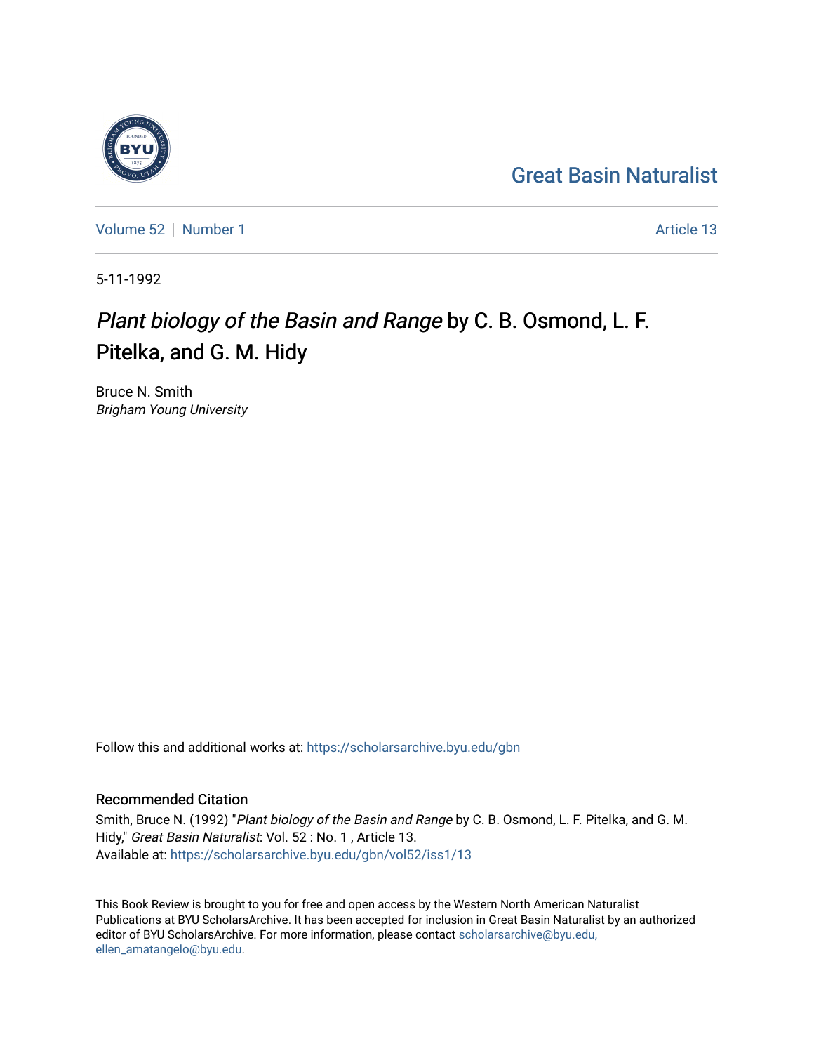Great Basin Naturalist

Volume 52 | Number 1

Article 13

5-11-1992

# *Plant biology of the Basin and Range* by C. B. Osmond, L. F. Pitelka, and G. M. Hidy

Bruce N. Smith
*Brigham Young University*

Follow this and additional works at: https://scholarsarchive.byu.edu/gbn

## Recommended Citation

Smith, Bruce N. (1992) "*Plant biology of the Basin and Range* by C. B. Osmond, L. F. Pitelka, and G. M. Hidy," *Great Basin Naturalist*: Vol. 52 : No. 1 , Article 13.
Available at: https://scholarsarchive.byu.edu/gbn/vol52/iss1/13

This Book Review is brought to you for free and open access by the Western North American Naturalist Publications at BYU ScholarsArchive. It has been accepted for inclusion in Great Basin Naturalist by an authorized editor of BYU ScholarsArchive. For more information, please contact scholarsarchive@byu.edu, ellen_amatangelo@byu.edu.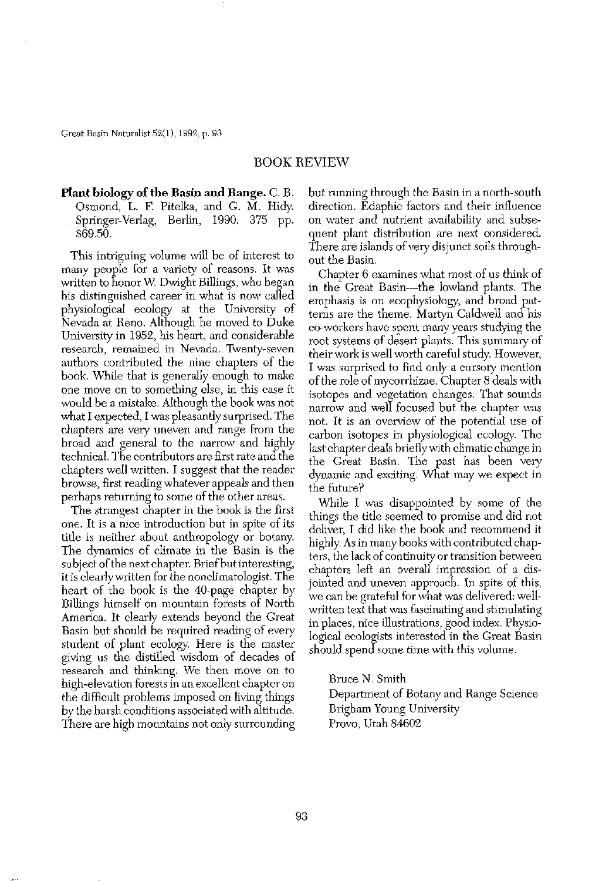# BOOK REVIEW

**Plant biology of the Basin and Range.** C. B. Osmond, L. F. Pitelka, and G. M. Hidy. Springer-Verlag, Berlin, 1990. 375 pp. $69.50.

This intriguing volume will be of interest to many people for a variety of reasons. It was written to honor W. Dwight Billings, who began his distinguished career in what is now called physiological ecology at the University of Nevada at Reno. Although he moved to Duke University in 1952, his heart, and considerable research, remained in Nevada. Twenty-seven authors contributed the nine chapters of the book. While that is generally enough to make one move on to something else, in this case it would be a mistake. Although the book was not what I expected, I was pleasantly surprised. The chapters are very uneven and range from the broad and general to the narrow and highly technical. The contributors are first rate and the chapters well written. I suggest that the reader browse, first reading whatever appeals and then perhaps returning to some of the other areas.

The strangest chapter in the book is the first one. It is a nice introduction but in spite of its title is neither about anthropology or botany. The dynamics of climate in the Basin is the subject of the next chapter. Brief but interesting, it is clearly written for the nonclimatologist. The heart of the book is the 40-page chapter by Billings himself on mountain forests of North America. It clearly extends beyond the Great Basin but should be required reading of every student of plant ecology. Here is the master giving us the distilled wisdom of decades of research and thinking. We then move on to high-elevation forests in an excellent chapter on the difficult problems imposed on living things by the harsh conditions associated with altitude. There are high mountains not only surrounding but running through the Basin in a north-south direction. Edaphic factors and their influence on water and nutrient availability and subsequent plant distribution are next considered. There are islands of very disjunct soils throughout the Basin.

Chapter 6 examines what most of us think of in the Great Basin—the lowland plants. The emphasis is on ecophysiology, and broad patterns are the theme. Martyn Caldwell and his co-workers have spent many years studying the root systems of desert plants. This summary of their work is well worth careful study. However, I was surprised to find only a cursory mention of the role of mycorrhizae. Chapter 8 deals with isotopes and vegetation changes. That sounds narrow and well focused but the chapter was not. It is an overview of the potential use of carbon isotopes in physiological ecology. The last chapter deals briefly with climatic change in the Great Basin. The past has been very dynamic and exciting. What may we expect in the future?

While I was disappointed by some of the things the title seemed to promise and did not deliver, I did like the book and recommend it highly. As in many books with contributed chapters, the lack of continuity or transition between chapters left an overall impression of a disjointed and uneven approach. In spite of this, we can be grateful for what was delivered: well-written text that was fascinating and stimulating in places, nice illustrations, good index. Physiological ecologists interested in the Great Basin should spend some time with this volume.

Bruce N. Smith
Department of Botany and Range Science
Brigham Young University
Provo, Utah 84602